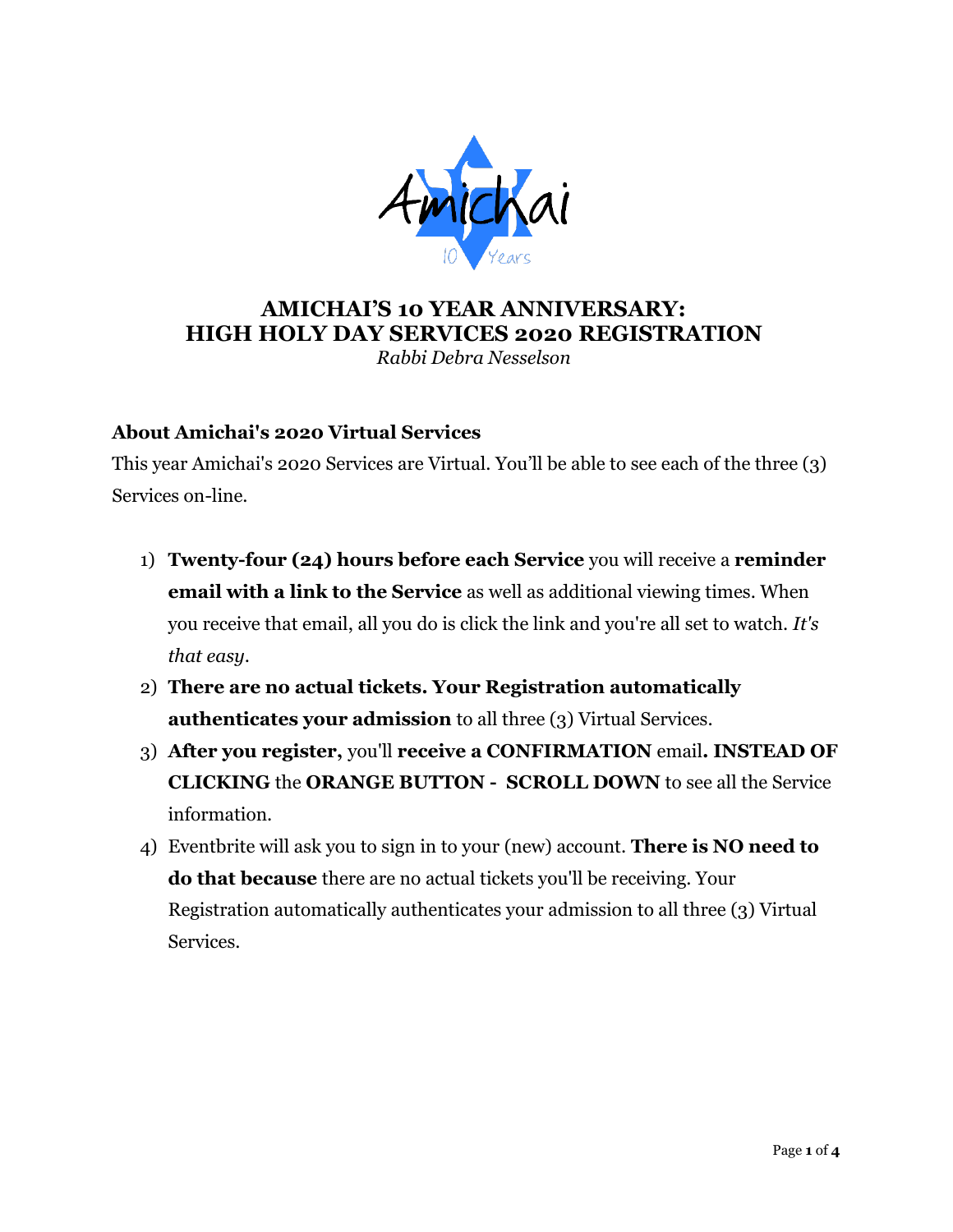# AMICHAI'S 10 YEAR ANNIVERSARY: HIGH HOLY DAY SERVICES 2020 REGISTRATION

*Rabbi Debra Nesselson*

## About Amichai's 2020 Virtual Services

This year Amichai's 2020 Services are Virtual. You'll be able to see each of the three (3) Services on-line.

1) **Twenty-four (24) hours before each Service** you will receive a **reminder email with a link to the Service** as well as additional viewing times. When you receive that email, all you do is click the link and you're all set to watch. *It's that easy.*
2) **There are no actual tickets. Your Registration automatically authenticates your admission** to all three (3) Virtual Services.
3) **After you register,** you'll **receive a CONFIRMATION** email**. INSTEAD OF CLICKING** the **ORANGE BUTTON - SCROLL DOWN** to see all the Service information.
4) Eventbrite will ask you to sign in to your (new) account. **There is NO need to do that because** there are no actual tickets you'll be receiving. Your Registration automatically authenticates your admission to all three (3) Virtual Services.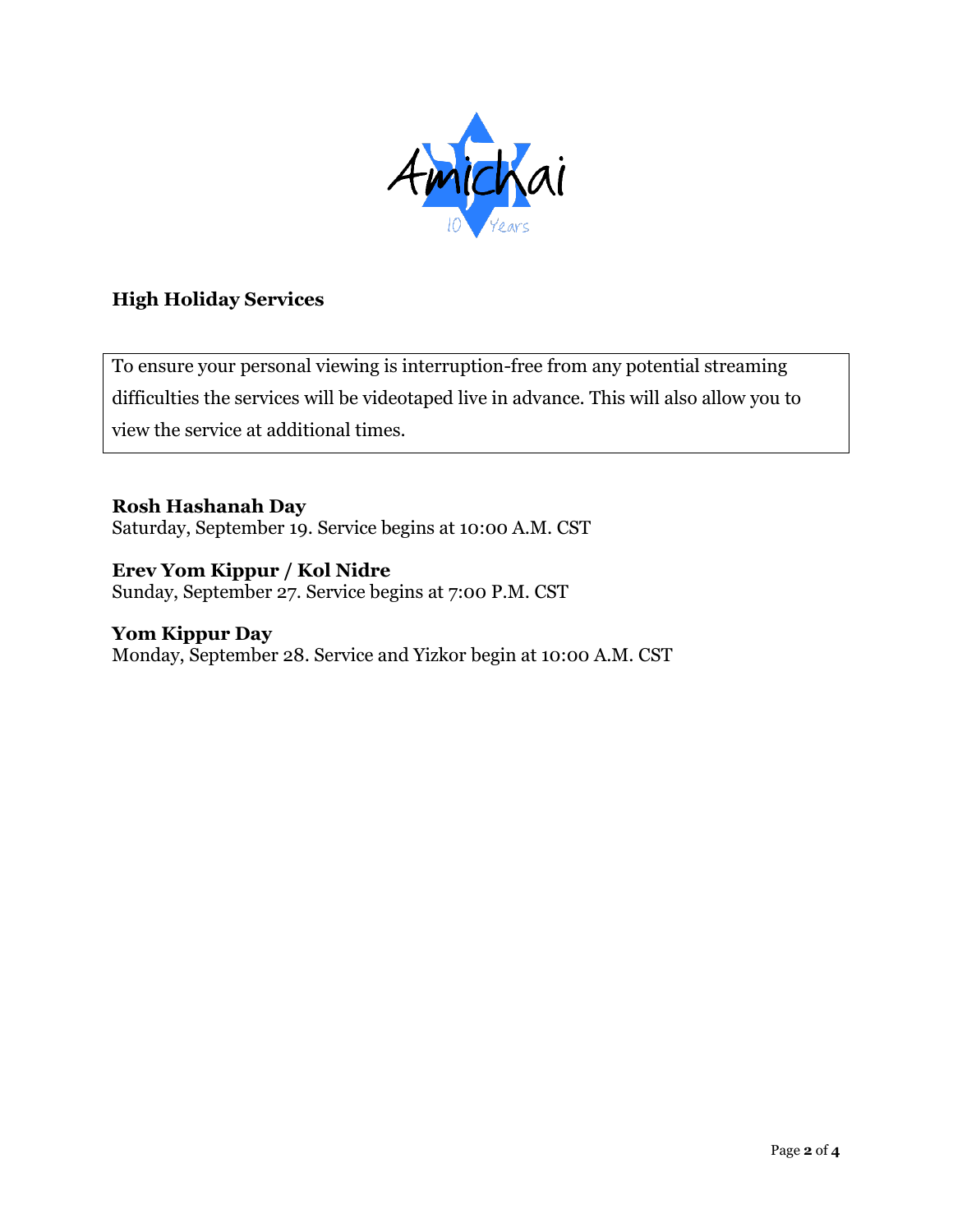## High Holiday Services

To ensure your personal viewing is interruption-free from any potential streaming difficulties the services will be videotaped live in advance. This will also allow you to view the service at additional times.

**Rosh Hashanah Day**
Saturday, September 19. Service begins at 10:00 A.M. CST

**Erev Yom Kippur / Kol Nidre**
Sunday, September 27. Service begins at 7:00 P.M. CST

**Yom Kippur Day**
Monday, September 28. Service and Yizkor begin at 10:00 A.M. CST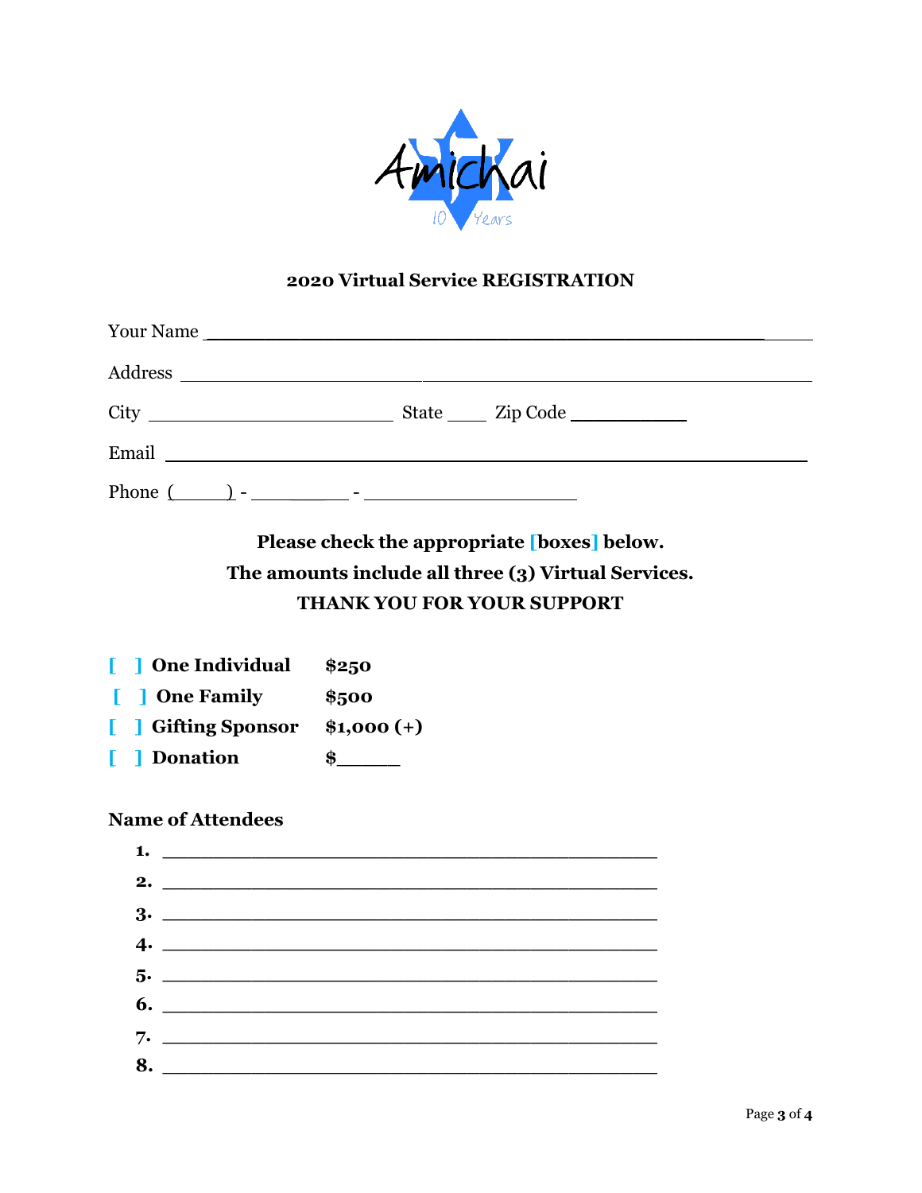Amichai

10 Years

## 2020 Virtual Service REGISTRATION

Your Name ________________________________________________

Address ________________________________________________

City ______________________ State ____ Zip Code __________

Email ________________________________________________

Phone (_____) - _________ - __________________

**Please check the appropriate [boxes] below.**
**The amounts include all three (3) Virtual Services.**
**THANK YOU FOR YOUR SUPPORT**

[ ] **One Individual** **$250**
[ ] **One Family** **$500**
[ ] **Gifting Sponsor** **$1,000 (+)**
[ ] **Donation** **$_____**

**Name of Attendees**

1. ________________________________________
2. ________________________________________
3. ________________________________________
4. ________________________________________
5. ________________________________________
6. ________________________________________
7. ________________________________________
8. ________________________________________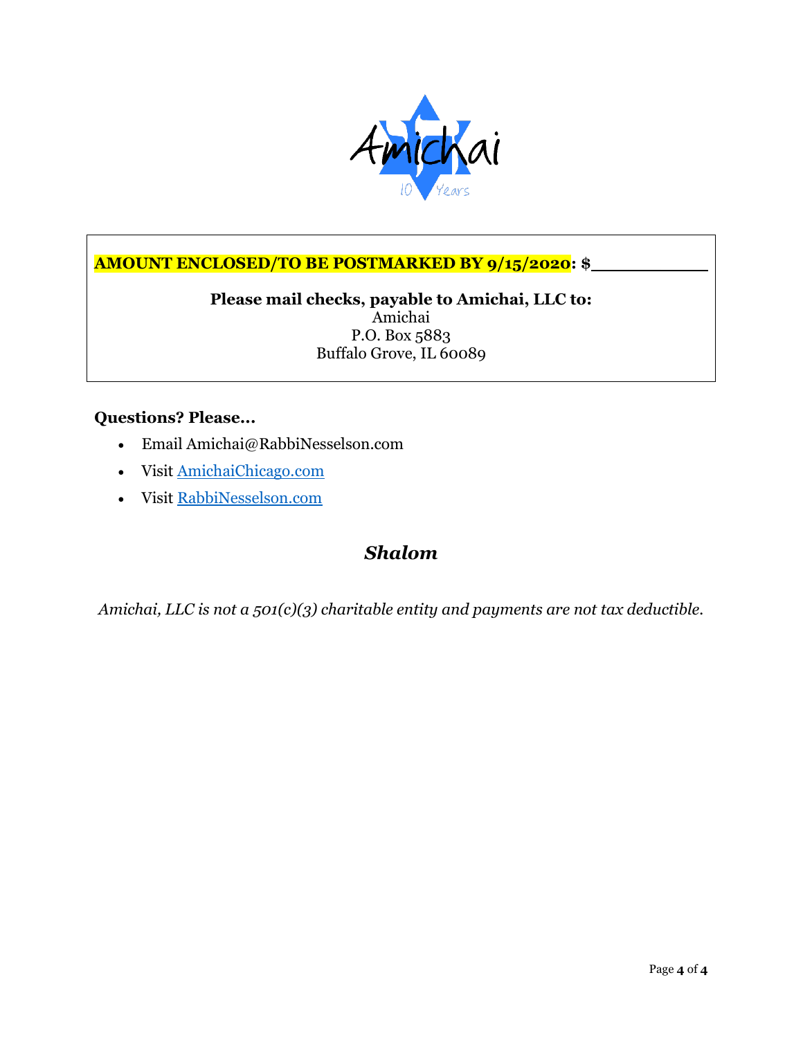**AMOUNT ENCLOSED/TO BE POSTMARKED BY 9/15/2020: $\_\_\_\_\_\_\_\_\_\_\_**

**Please mail checks, payable to Amichai, LLC to:**
Amichai
P.O. Box 5883
Buffalo Grove, IL 60089

**Questions? Please…**

- Email Amichai@RabbiNesselson.com
- Visit [AmichaiChicago.com](AmichaiChicago.com)
- Visit [RabbiNesselson.com](RabbiNesselson.com)

## ***Shalom***

*Amichai, LLC is not a 501(c)(3) charitable entity and payments are not tax deductible.*